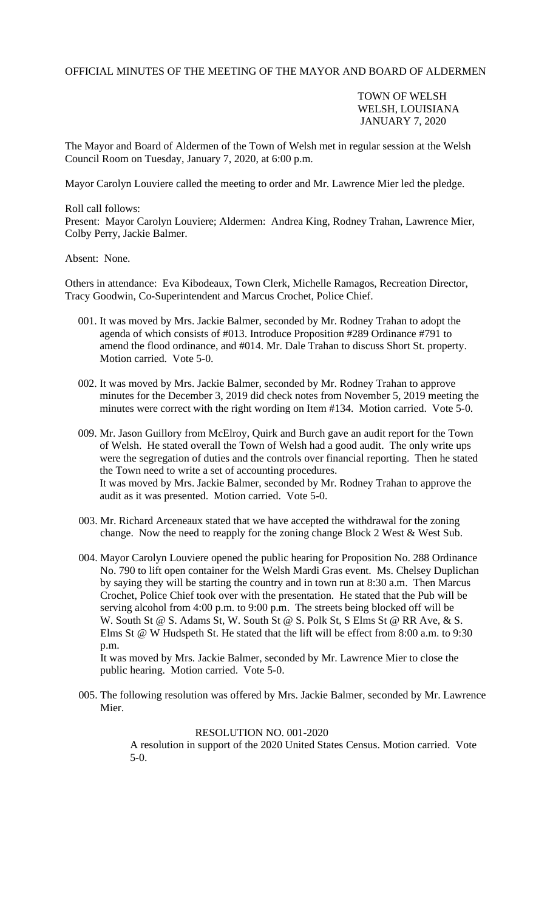OFFICIAL MINUTES OF THE MEETING OF THE MAYOR AND BOARD OF ALDERMEN

TOWN OF WELSH
WELSH, LOUISIANA
JANUARY 7, 2020

The Mayor and Board of Aldermen of the Town of Welsh met in regular session at the Welsh Council Room on Tuesday, January 7, 2020, at 6:00 p.m.

Mayor Carolyn Louviere called the meeting to order and Mr. Lawrence Mier led the pledge.

Roll call follows:
Present: Mayor Carolyn Louviere; Aldermen: Andrea King, Rodney Trahan, Lawrence Mier, Colby Perry, Jackie Balmer.

Absent: None.

Others in attendance: Eva Kibodeaux, Town Clerk, Michelle Ramagos, Recreation Director, Tracy Goodwin, Co-Superintendent and Marcus Crochet, Police Chief.

001. It was moved by Mrs. Jackie Balmer, seconded by Mr. Rodney Trahan to adopt the agenda of which consists of #013. Introduce Proposition #289 Ordinance #791 to amend the flood ordinance, and #014. Mr. Dale Trahan to discuss Short St. property. Motion carried. Vote 5-0.

002. It was moved by Mrs. Jackie Balmer, seconded by Mr. Rodney Trahan to approve minutes for the December 3, 2019 did check notes from November 5, 2019 meeting the minutes were correct with the right wording on Item #134. Motion carried. Vote 5-0.

009. Mr. Jason Guillory from McElroy, Quirk and Burch gave an audit report for the Town of Welsh. He stated overall the Town of Welsh had a good audit. The only write ups were the segregation of duties and the controls over financial reporting. Then he stated the Town need to write a set of accounting procedures.
It was moved by Mrs. Jackie Balmer, seconded by Mr. Rodney Trahan to approve the audit as it was presented. Motion carried. Vote 5-0.

003. Mr. Richard Arceneaux stated that we have accepted the withdrawal for the zoning change. Now the need to reapply for the zoning change Block 2 West & West Sub.

004. Mayor Carolyn Louviere opened the public hearing for Proposition No. 288 Ordinance No. 790 to lift open container for the Welsh Mardi Gras event. Ms. Chelsey Duplichan by saying they will be starting the country and in town run at 8:30 a.m. Then Marcus Crochet, Police Chief took over with the presentation. He stated that the Pub will be serving alcohol from 4:00 p.m. to 9:00 p.m. The streets being blocked off will be W. South St @ S. Adams St, W. South St @ S. Polk St, S Elms St @ RR Ave, & S. Elms St @ W Hudspeth St. He stated that the lift will be effect from 8:00 a.m. to 9:30 p.m.
It was moved by Mrs. Jackie Balmer, seconded by Mr. Lawrence Mier to close the public hearing. Motion carried. Vote 5-0.

005. The following resolution was offered by Mrs. Jackie Balmer, seconded by Mr. Lawrence Mier.

RESOLUTION NO. 001-2020

A resolution in support of the 2020 United States Census. Motion carried. Vote 5-0.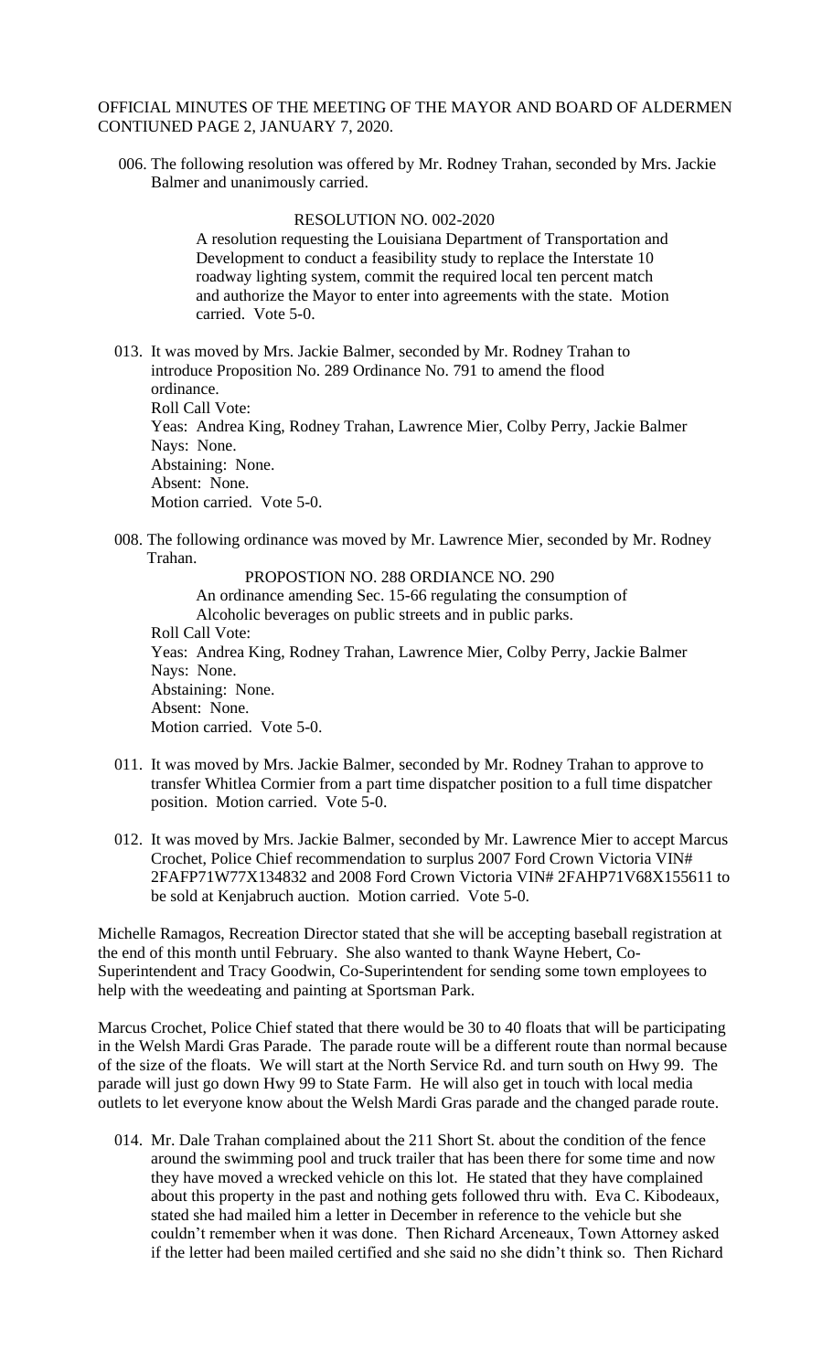OFFICIAL MINUTES OF THE MEETING OF THE MAYOR AND BOARD OF ALDERMEN CONTIUNED PAGE 2, JANUARY 7, 2020.

006. The following resolution was offered by Mr. Rodney Trahan, seconded by Mrs. Jackie Balmer and unanimously carried.

RESOLUTION NO. 002-2020

A resolution requesting the Louisiana Department of Transportation and Development to conduct a feasibility study to replace the Interstate 10 roadway lighting system, commit the required local ten percent match and authorize the Mayor to enter into agreements with the state. Motion carried. Vote 5-0.

013. It was moved by Mrs. Jackie Balmer, seconded by Mr. Rodney Trahan to introduce Proposition No. 289 Ordinance No. 791 to amend the flood ordinance.

Roll Call Vote:
Yeas: Andrea King, Rodney Trahan, Lawrence Mier, Colby Perry, Jackie Balmer
Nays: None.
Abstaining: None.
Absent: None.
Motion carried. Vote 5-0.

008. The following ordinance was moved by Mr. Lawrence Mier, seconded by Mr. Rodney Trahan.

PROPOSTION NO. 288 ORDIANCE NO. 290

An ordinance amending Sec. 15-66 regulating the consumption of Alcoholic beverages on public streets and in public parks.

Roll Call Vote:
Yeas: Andrea King, Rodney Trahan, Lawrence Mier, Colby Perry, Jackie Balmer
Nays: None.
Abstaining: None.
Absent: None.
Motion carried. Vote 5-0.

011. It was moved by Mrs. Jackie Balmer, seconded by Mr. Rodney Trahan to approve to transfer Whitlea Cormier from a part time dispatcher position to a full time dispatcher position. Motion carried. Vote 5-0.

012. It was moved by Mrs. Jackie Balmer, seconded by Mr. Lawrence Mier to accept Marcus Crochet, Police Chief recommendation to surplus 2007 Ford Crown Victoria VIN# 2FAFP71W77X134832 and 2008 Ford Crown Victoria VIN# 2FAHP71V68X155611 to be sold at Kenjabruch auction. Motion carried. Vote 5-0.

Michelle Ramagos, Recreation Director stated that she will be accepting baseball registration at the end of this month until February. She also wanted to thank Wayne Hebert, Co-Superintendent and Tracy Goodwin, Co-Superintendent for sending some town employees to help with the weedeating and painting at Sportsman Park.

Marcus Crochet, Police Chief stated that there would be 30 to 40 floats that will be participating in the Welsh Mardi Gras Parade. The parade route will be a different route than normal because of the size of the floats. We will start at the North Service Rd. and turn south on Hwy 99. The parade will just go down Hwy 99 to State Farm. He will also get in touch with local media outlets to let everyone know about the Welsh Mardi Gras parade and the changed parade route.

014. Mr. Dale Trahan complained about the 211 Short St. about the condition of the fence around the swimming pool and truck trailer that has been there for some time and now they have moved a wrecked vehicle on this lot. He stated that they have complained about this property in the past and nothing gets followed thru with. Eva C. Kibodeaux, stated she had mailed him a letter in December in reference to the vehicle but she couldn't remember when it was done. Then Richard Arceneaux, Town Attorney asked if the letter had been mailed certified and she said no she didn't think so. Then Richard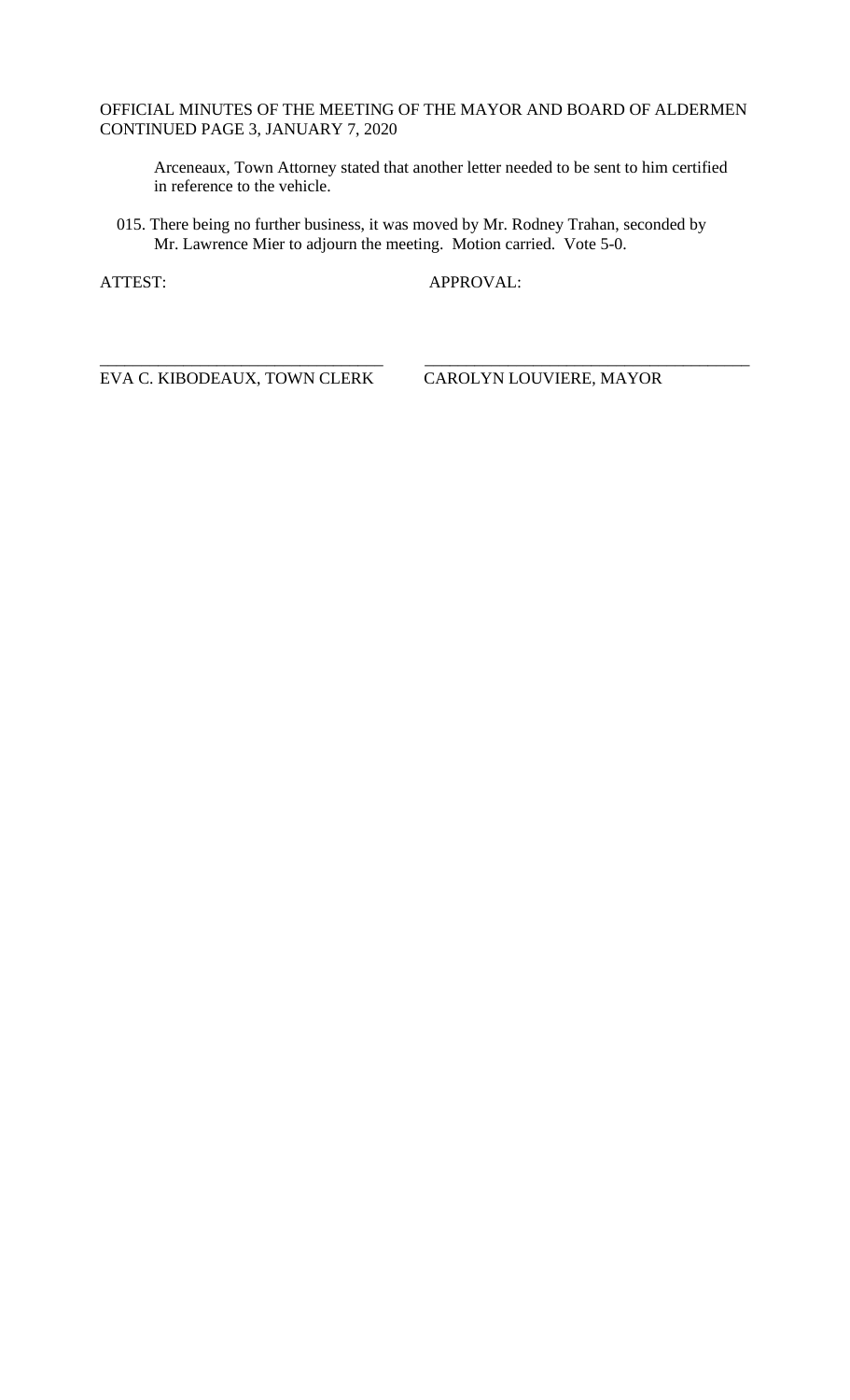Arceneaux, Town Attorney stated that another letter needed to be sent to him certified in reference to the vehicle.

015. There being no further business, it was moved by Mr. Rodney Trahan, seconded by Mr. Lawrence Mier to adjourn the meeting. Motion carried. Vote 5-0.

ATTEST: APPROVAL:

_________________________________ _______________________________________

EVA C. KIBODEAUX, TOWN CLERK CAROLYN LOUVIERE, MAYOR